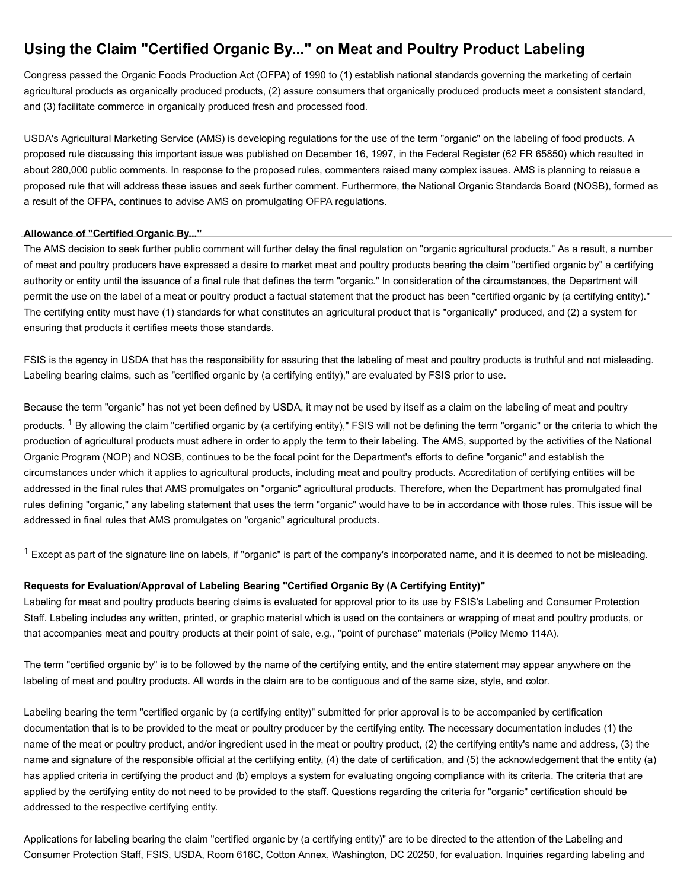# Using the Claim "Certified Organic By..." on Meat and Poultry Product Labeling

Congress passed the Organic Foods Production Act (OFPA) of 1990 to (1) establish national standards governing the marketing of certain agricultural products as organically produced products, (2) assure consumers that organically produced products meet a consistent standard, and (3) facilitate commerce in organically produced fresh and processed food.

USDA's Agricultural Marketing Service (AMS) is developing regulations for the use of the term "organic" on the labeling of food products. A proposed rule discussing this important issue was published on December 16, 1997, in the Federal Register (62 FR 65850) which resulted in about 280,000 public comments. In response to the proposed rules, commenters raised many complex issues. AMS is planning to reissue a proposed rule that will address these issues and seek further comment. Furthermore, the National Organic Standards Board (NOSB), formed as a result of the OFPA, continues to advise AMS on promulgating OFPA regulations.

**Allowance of "Certified Organic By..."**

The AMS decision to seek further public comment will further delay the final regulation on "organic agricultural products." As a result, a number of meat and poultry producers have expressed a desire to market meat and poultry products bearing the claim "certified organic by" a certifying authority or entity until the issuance of a final rule that defines the term "organic." In consideration of the circumstances, the Department will permit the use on the label of a meat or poultry product a factual statement that the product has been "certified organic by (a certifying entity)." The certifying entity must have (1) standards for what constitutes an agricultural product that is "organically" produced, and (2) a system for ensuring that products it certifies meets those standards.

FSIS is the agency in USDA that has the responsibility for assuring that the labeling of meat and poultry products is truthful and not misleading. Labeling bearing claims, such as "certified organic by (a certifying entity)," are evaluated by FSIS prior to use.

Because the term "organic" has not yet been defined by USDA, it may not be used by itself as a claim on the labeling of meat and poultry products. [1] By allowing the claim "certified organic by (a certifying entity)," FSIS will not be defining the term "organic" or the criteria to which the production of agricultural products must adhere in order to apply the term to their labeling. The AMS, supported by the activities of the National Organic Program (NOP) and NOSB, continues to be the focal point for the Department's efforts to define "organic" and establish the circumstances under which it applies to agricultural products, including meat and poultry products. Accreditation of certifying entities will be addressed in the final rules that AMS promulgates on "organic" agricultural products. Therefore, when the Department has promulgated final rules defining "organic," any labeling statement that uses the term "organic" would have to be in accordance with those rules. This issue will be addressed in final rules that AMS promulgates on "organic" agricultural products.

[1] Except as part of the signature line on labels, if "organic" is part of the company's incorporated name, and it is deemed to not be misleading.

**Requests for Evaluation/Approval of Labeling Bearing "Certified Organic By (A Certifying Entity)"**

Labeling for meat and poultry products bearing claims is evaluated for approval prior to its use by FSIS's Labeling and Consumer Protection Staff. Labeling includes any written, printed, or graphic material which is used on the containers or wrapping of meat and poultry products, or that accompanies meat and poultry products at their point of sale, e.g., "point of purchase" materials (Policy Memo 114A).

The term "certified organic by" is to be followed by the name of the certifying entity, and the entire statement may appear anywhere on the labeling of meat and poultry products. All words in the claim are to be contiguous and of the same size, style, and color.

Labeling bearing the term "certified organic by (a certifying entity)" submitted for prior approval is to be accompanied by certification documentation that is to be provided to the meat or poultry producer by the certifying entity. The necessary documentation includes (1) the name of the meat or poultry product, and/or ingredient used in the meat or poultry product, (2) the certifying entity's name and address, (3) the name and signature of the responsible official at the certifying entity, (4) the date of certification, and (5) the acknowledgement that the entity (a) has applied criteria in certifying the product and (b) employs a system for evaluating ongoing compliance with its criteria. The criteria that are applied by the certifying entity do not need to be provided to the staff. Questions regarding the criteria for "organic" certification should be addressed to the respective certifying entity.

Applications for labeling bearing the claim "certified organic by (a certifying entity)" are to be directed to the attention of the Labeling and Consumer Protection Staff, FSIS, USDA, Room 616C, Cotton Annex, Washington, DC 20250, for evaluation. Inquiries regarding labeling and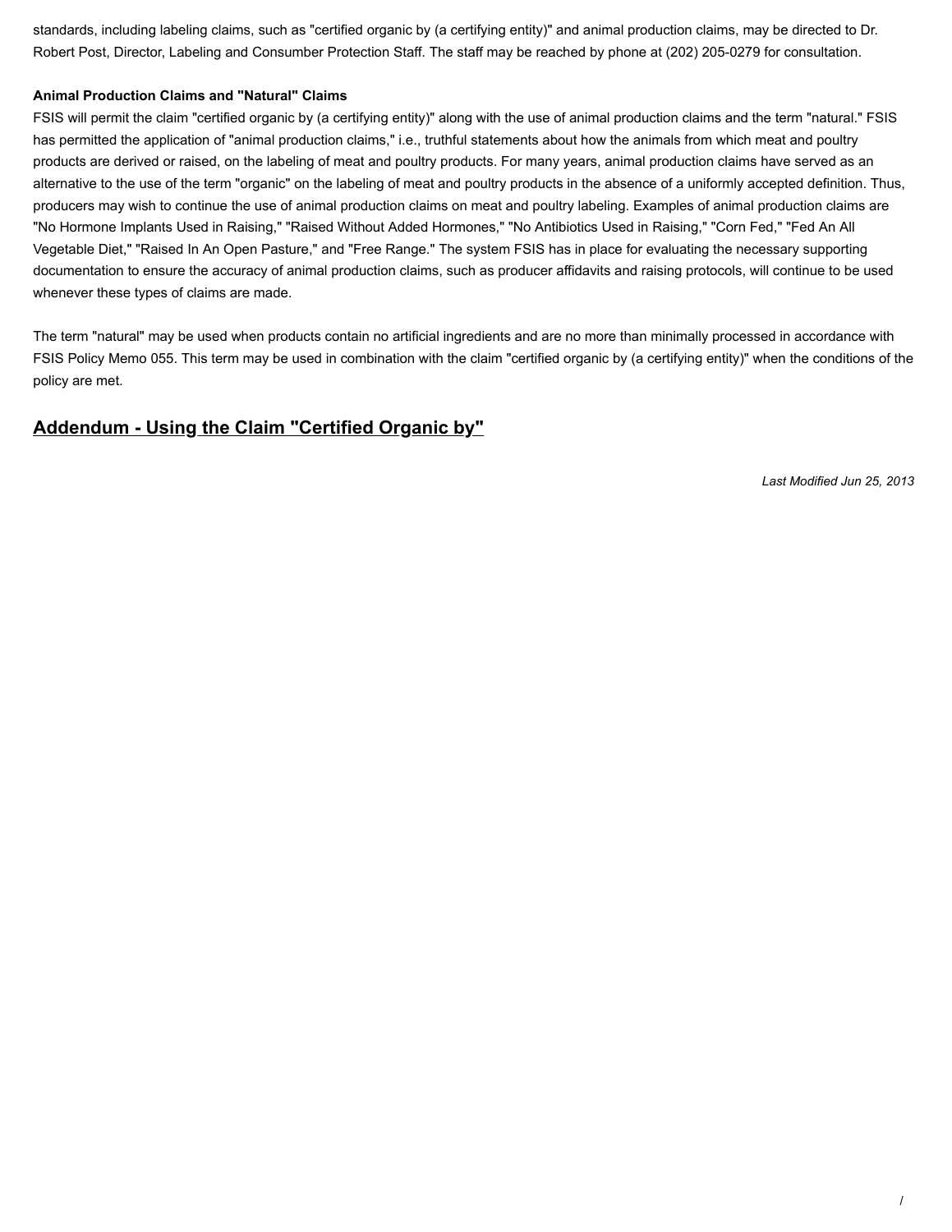standards, including labeling claims, such as "certified organic by (a certifying entity)" and animal production claims, may be directed to Dr. Robert Post, Director, Labeling and Consumer Protection Staff. The staff may be reached by phone at (202) 205-0279 for consultation.

**Animal Production Claims and "Natural" Claims**

FSIS will permit the claim "certified organic by (a certifying entity)" along with the use of animal production claims and the term "natural." FSIS has permitted the application of "animal production claims," i.e., truthful statements about how the animals from which meat and poultry products are derived or raised, on the labeling of meat and poultry products. For many years, animal production claims have served as an alternative to the use of the term "organic" on the labeling of meat and poultry products in the absence of a uniformly accepted definition. Thus, producers may wish to continue the use of animal production claims on meat and poultry labeling. Examples of animal production claims are "No Hormone Implants Used in Raising," "Raised Without Added Hormones," "No Antibiotics Used in Raising," "Corn Fed," "Fed An All Vegetable Diet," "Raised In An Open Pasture," and "Free Range." The system FSIS has in place for evaluating the necessary supporting documentation to ensure the accuracy of animal production claims, such as producer affidavits and raising protocols, will continue to be used whenever these types of claims are made.

The term "natural" may be used when products contain no artificial ingredients and are no more than minimally processed in accordance with FSIS Policy Memo 055. This term may be used in combination with the claim "certified organic by (a certifying entity)" when the conditions of the policy are met.

## Addendum - Using the Claim "Certified Organic by"

*Last Modified Jun 25, 2013*